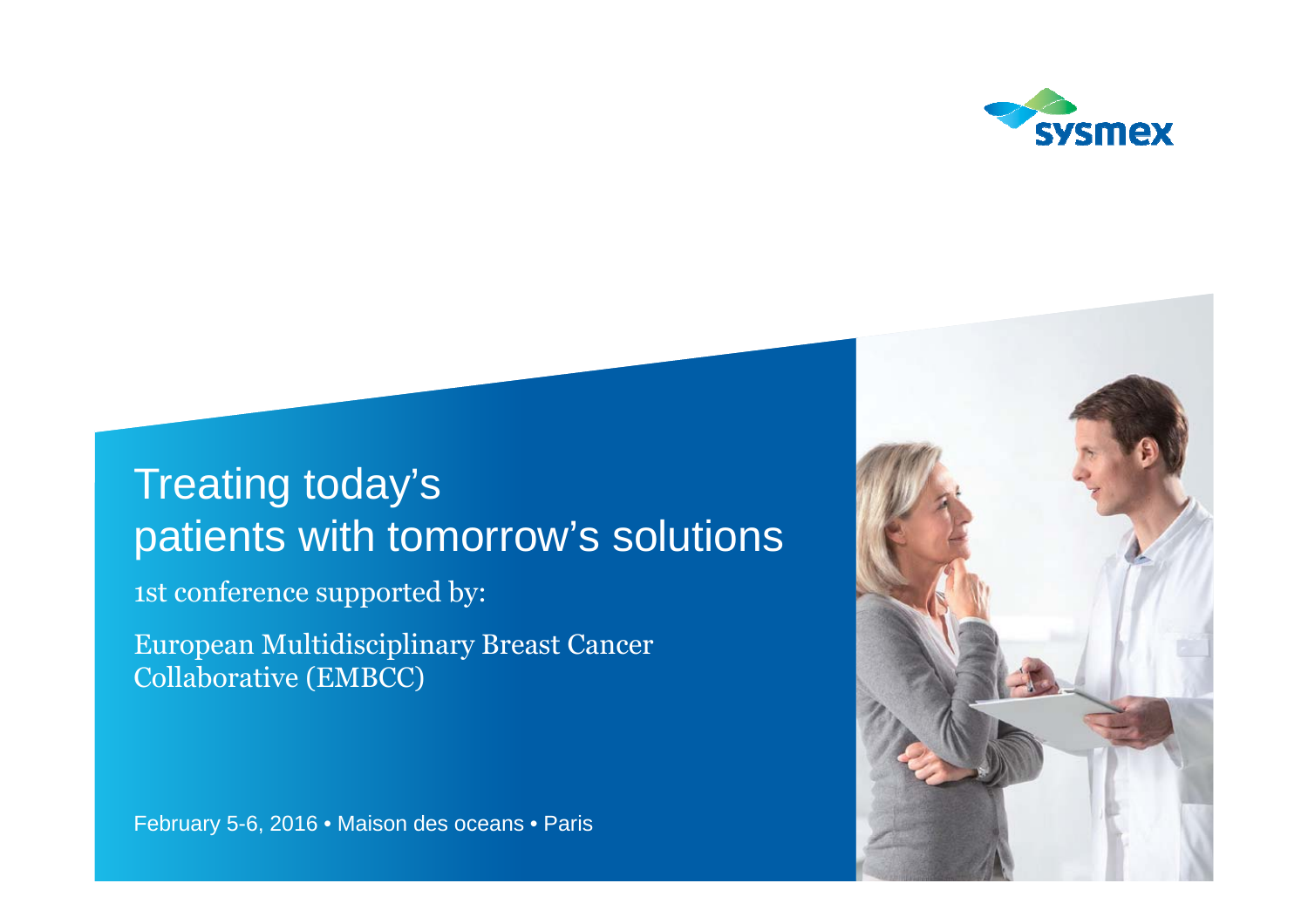# Treating today's patients with tomorrow's solutions

1st conference supported by:

European Multidisciplinary Breast Cancer Collaborative (EMBCC)

February 5-6, 2016 • Maison des oceans • Paris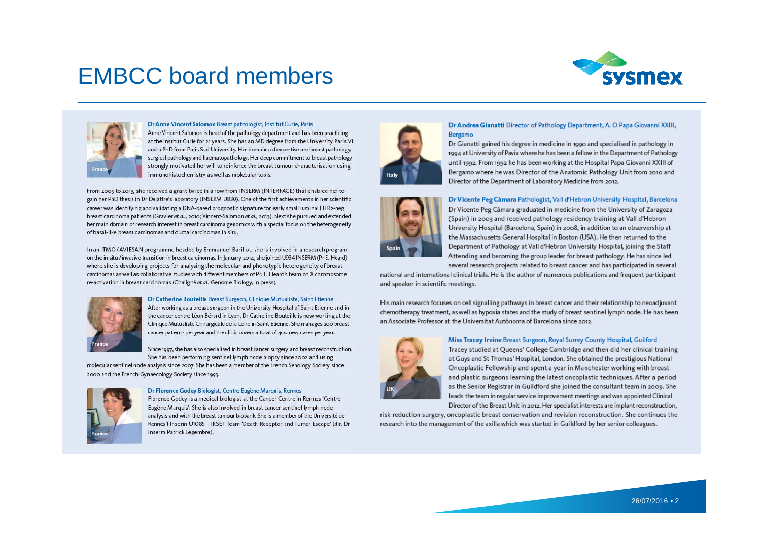# EMBCC board members

**Dr Anne Vincent Salomon** Breast pathologist, Institut Curie, Paris

Anne Vincent-Salomon is head of the pathology department and has been practicing at the Institut Curie for 21 years. She has an MD degree from the University Paris VI and a PhD from Paris Sud University. Her domains of expertise are breast pathology, surgical pathology and haematopathology. Her deep commitment to breast pathology strongly motivated her will to reinforce the breast tumour characterisation using immunohistochemistry as well as molecular tools.

From 2003 to 2013, she received a grant twice in a row from INSERM (INTERFACE) that enabled her to gain her PhD thesis in Dr Delattre's laboratory (INSERM U830). One of the first achievements in her scientific career was identifying and validating a DNA-based prognostic signature for early small luminal HER2-neg breast carcinoma patients (Gravier *et al.*, 2010; Vincent-Salomon *et al.*, 2013). Next she pursued and extended her main domain of research interest in breast carcinoma genomics with a special focus on the heterogeneity of basal-like breast carcinomas and ductal carcinomas in situ.

In an ITMO / AVIESAN programme headed by Emmanuel Barillot, she is involved in a research program on the in situ / invasive transition in breast carcinomas. In January 2014, she joined U934 INSERM (Pr E. Heard) where she is developing projects for analysing the molecular and phenotypic heterogeneity of breast carcinomas as well as collaborative studies with different members of Pr. E. Heard's team on X chromosome re-activation in breast carcinomas (Chaligné *et al*. Genome Biology, in press).

**Dr Catherine Bouteille** Breast Surgeon, Clinique Mutualiste, Saint Etienne

After working as a breast surgeon in the University Hospital of Saint Etienne and in the cancer centre Léon Bérard in Lyon, Dr Catherine Bouteille is now working at the Clinique Mutualiste Chirurgicale de la Loire in Saint Etienne. She manages 200 breast cancer patients per year and the clinic covers a total of 400 new cases per year.

Since 1997, she has also specialised in breast cancer surgery and breast reconstruction. She has been performing sentinel lymph node biopsy since 2002 and using molecular sentinel node analysis since 2007. She has been a member of the French Senology Society since 2000 and the French Gynaecology Society since 1993.

**Dr Florence Godey** Biologist, Centre Eugène Marquis, Rennes

Florence Godey is a medical biologist at the Cancer Centre in Rennes 'Centre Eugène Marquis'. She is also involved in breast cancer sentinel lymph node analysis and with the breast tumour biobank. She is a member of the Université de Rennes 1 Inserm U1085 – IRSET Team 'Death Receptor and Tumor Escape' (dir. Dr Inserm Patrick Legembre).

**Dr Andrea Gianatti** Director of Pathology Department, A. O Papa Giovanni XXIII, Bergamo

Dr Gianatti gained his degree in medicine in 1990 and specialised in pathology in 1994 at University of Pavia where he has been a fellow in the Department of Pathology until 1992. From 1992 he has been working at the Hospital Papa Giovanni XXIII of Bergamo where he was Director of the Anatomic Pathology Unit from 2010 and Director of the Department of Laboratory Medicine from 2012.

**Dr Vicente Peg Cámara** Pathologist, Vall d'Hebron University Hospital, Barcelona

Dr Vicente Peg Cámara graduated in medicine from the University of Zaragoza (Spain) in 2003 and received pathology residency training at Vall d'Hebron University Hospital (Barcelona, Spain) in 2008, in addition to an observership at the Massachusetts General Hospital in Boston (USA). He then returned to the Department of Pathology at Vall d'Hebron University Hospital, joining the Staff Attending and becoming the group leader for breast pathology. He has since led several research projects related to breast cancer and has participated in several national and international clinical trials. He is the author of numerous publications and frequent participant and speaker in scientific meetings.

His main research focuses on cell signalling pathways in breast cancer and their relationship to neoadjuvant chemotherapy treatment, as well as hypoxia states and the study of breast sentinel lymph node. He has been an Associate Professor at the Universitat Autònoma of Barcelona since 2012.

**Miss Tracey Irvine** Breast Surgeon, Royal Surrey County Hospital, Guilford

Tracey studied at Queens' College Cambridge and then did her clinical training at Guys and St Thomas' Hospital, London. She obtained the prestigious National Oncoplastic Fellowship and spent a year in Manchester working with breast and plastic surgeons learning the latest oncoplastic techniques. After a period as the Senior Registrar in Guildford she joined the consultant team in 2009. She leads the team in regular service improvement meetings and was appointed Clinical Director of the Breast Unit in 2012. Her specialist interests are implant reconstruction, risk reduction surgery, oncoplastic breast conservation and revision reconstruction. She continues the research into the management of the axilla which was started in Guildford by her senior colleagues.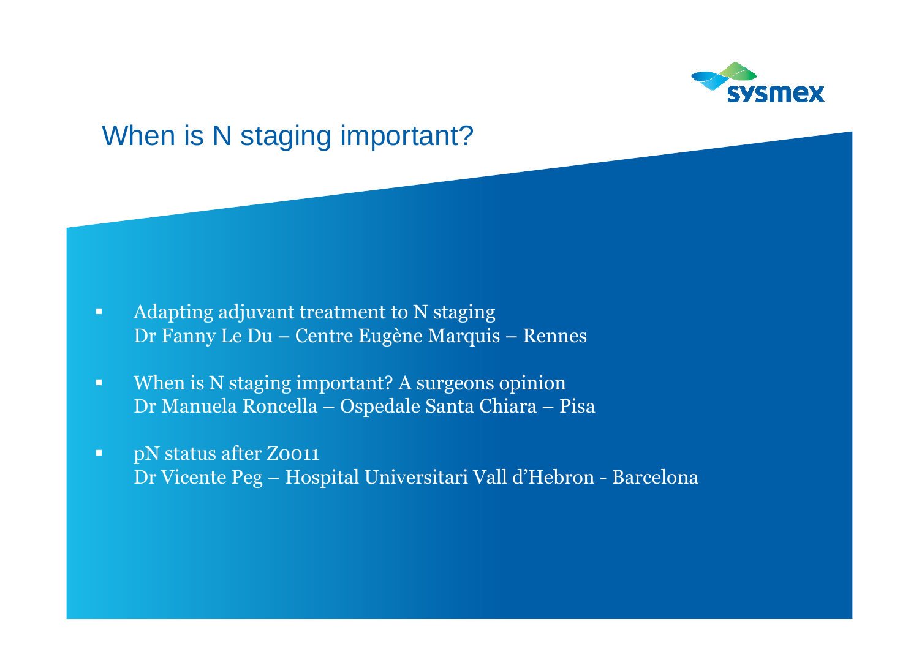# When is N staging important?

- Adapting adjuvant treatment to N staging
  Dr Fanny Le Du – Centre Eugène Marquis – Rennes

- When is N staging important? A surgeons opinion
  Dr Manuela Roncella – Ospedale Santa Chiara – Pisa

- pN status after Z0011
  Dr Vicente Peg – Hospital Universitari Vall d'Hebron - Barcelona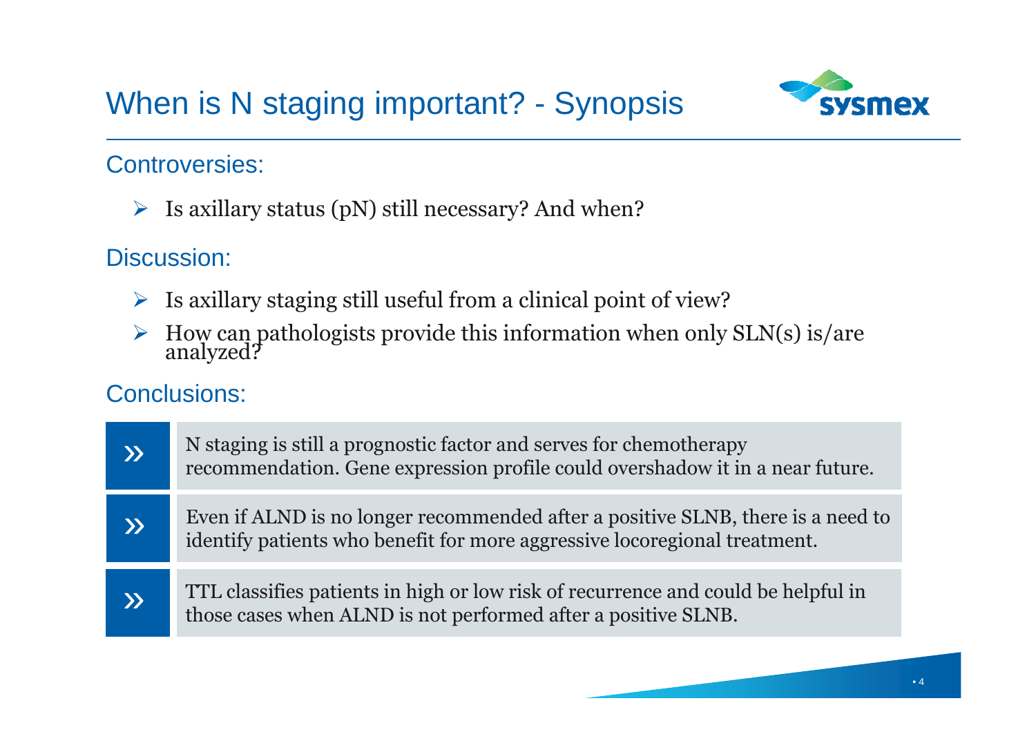# When is N staging important? - Synopsis

## Controversies:

- Is axillary status (pN) still necessary? And when?

## Discussion:

- Is axillary staging still useful from a clinical point of view?
- How can pathologists provide this information when only SLN(s) is/are analyzed?

## Conclusions:

» N staging is still a prognostic factor and serves for chemotherapy recommendation. Gene expression profile could overshadow it in a near future.

» Even if ALND is no longer recommended after a positive SLNB, there is a need to identify patients who benefit for more aggressive locoregional treatment.

» TTL classifies patients in high or low risk of recurrence and could be helpful in those cases when ALND is not performed after a positive SLNB.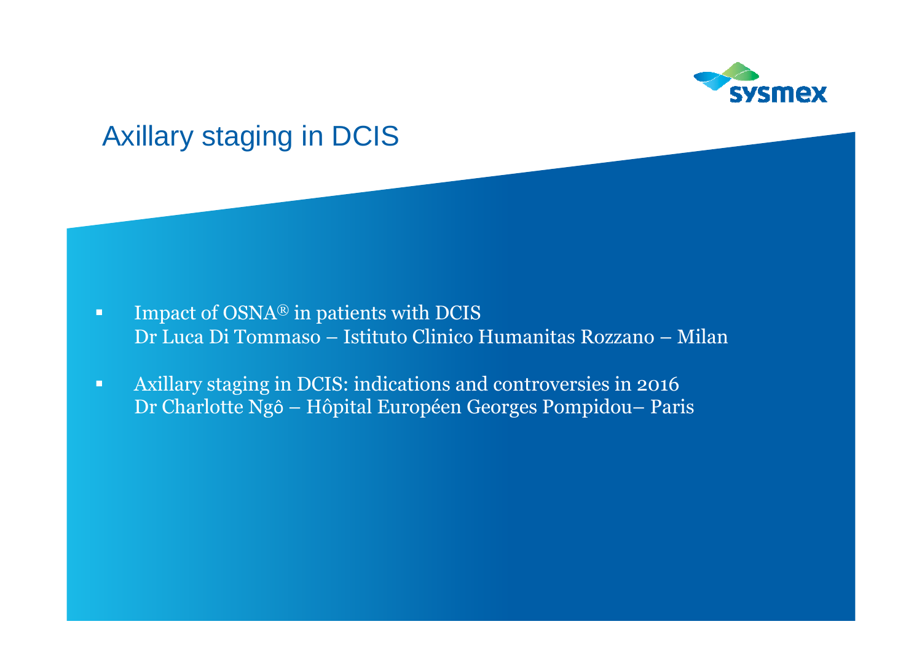# Axillary staging in DCIS

- Impact of OSNA® in patients with DCIS
  Dr Luca Di Tommaso – Istituto Clinico Humanitas Rozzano – Milan

- Axillary staging in DCIS: indications and controversies in 2016
  Dr Charlotte Ngô – Hôpital Européen Georges Pompidou– Paris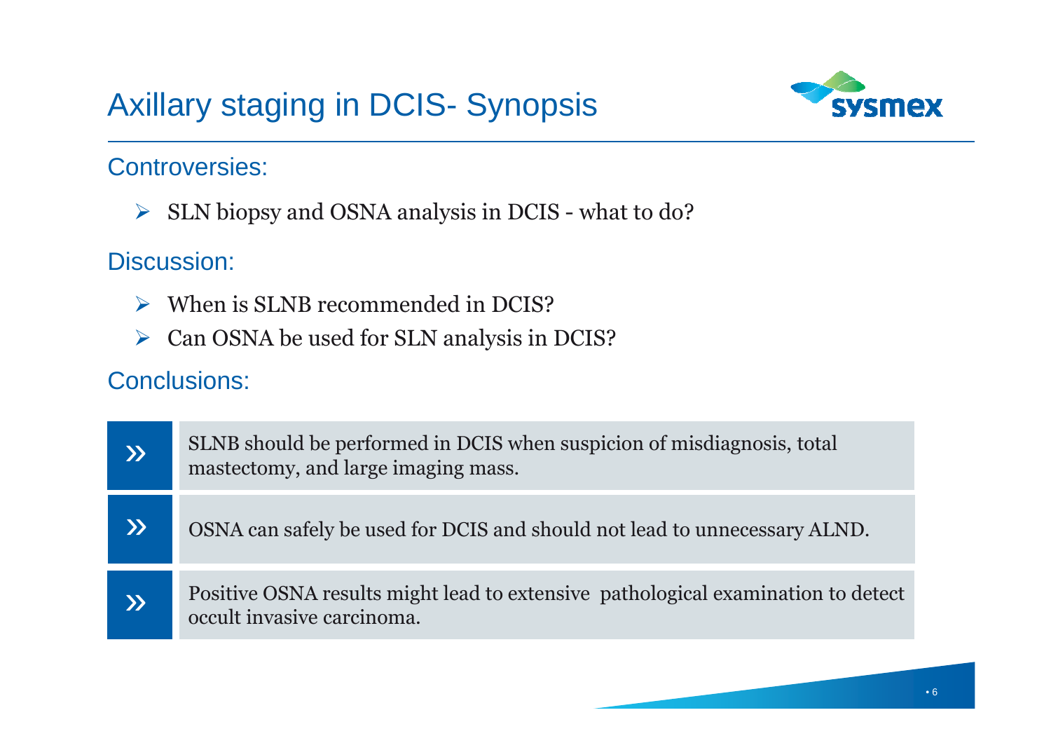# Axillary staging in DCIS- Synopsis

## Controversies:

- SLN biopsy and OSNA analysis in DCIS - what to do?

## Discussion:

- When is SLNB recommended in DCIS?
- Can OSNA be used for SLN analysis in DCIS?

## Conclusions:

» SLNB should be performed in DCIS when suspicion of misdiagnosis, total mastectomy, and large imaging mass.

» OSNA can safely be used for DCIS and should not lead to unnecessary ALND.

» Positive OSNA results might lead to extensive pathological examination to detect occult invasive carcinoma.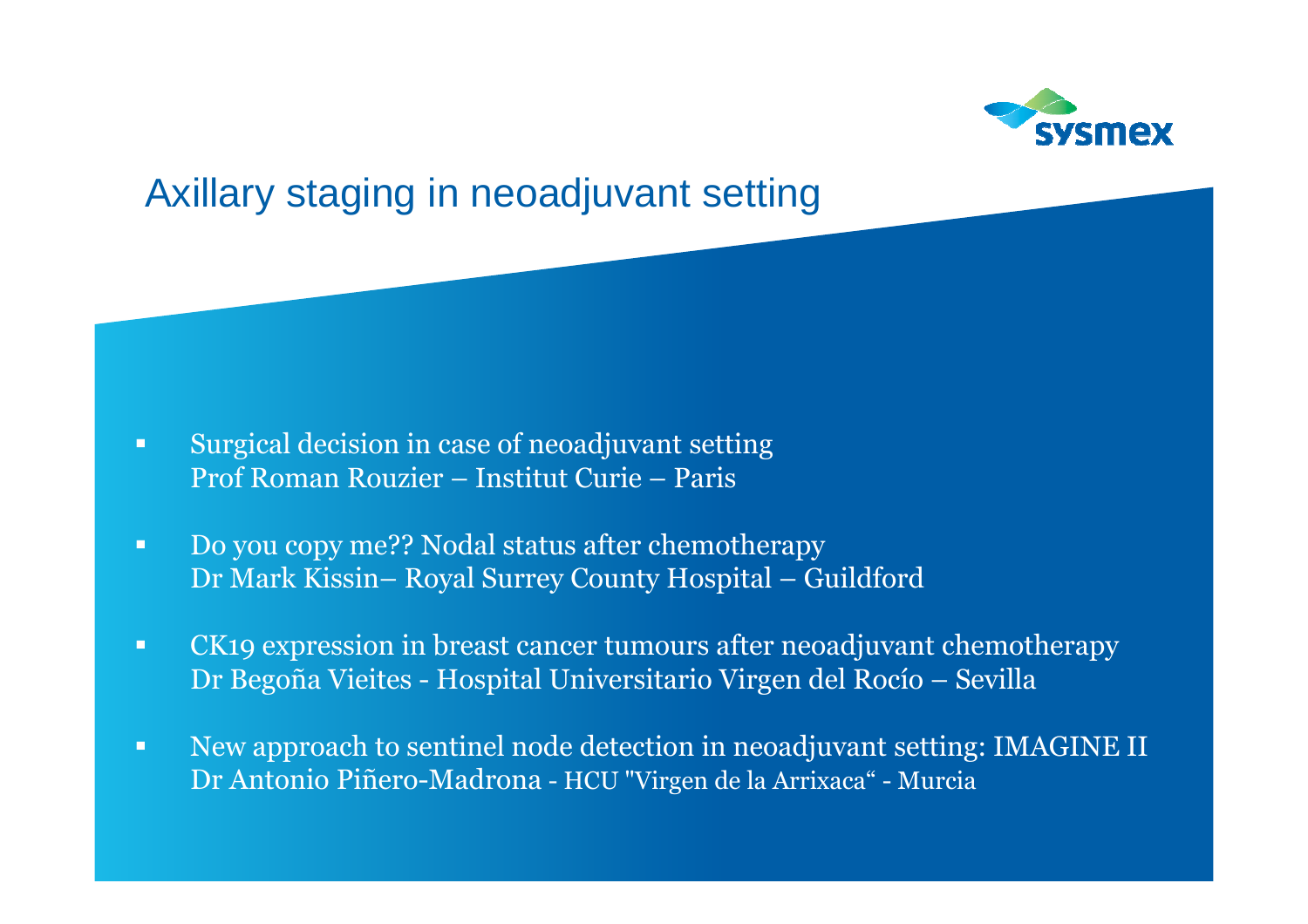# Axillary staging in neoadjuvant setting

- Surgical decision in case of neoadjuvant setting
  Prof Roman Rouzier – Institut Curie – Paris

- Do you copy me?? Nodal status after chemotherapy
  Dr Mark Kissin– Royal Surrey County Hospital – Guildford

- CK19 expression in breast cancer tumours after neoadjuvant chemotherapy
  Dr Begoña Vieites - Hospital Universitario Virgen del Rocío – Sevilla

- New approach to sentinel node detection in neoadjuvant setting: IMAGINE II
  Dr Antonio Piñero-Madrona - HCU "Virgen de la Arrixaca“ - Murcia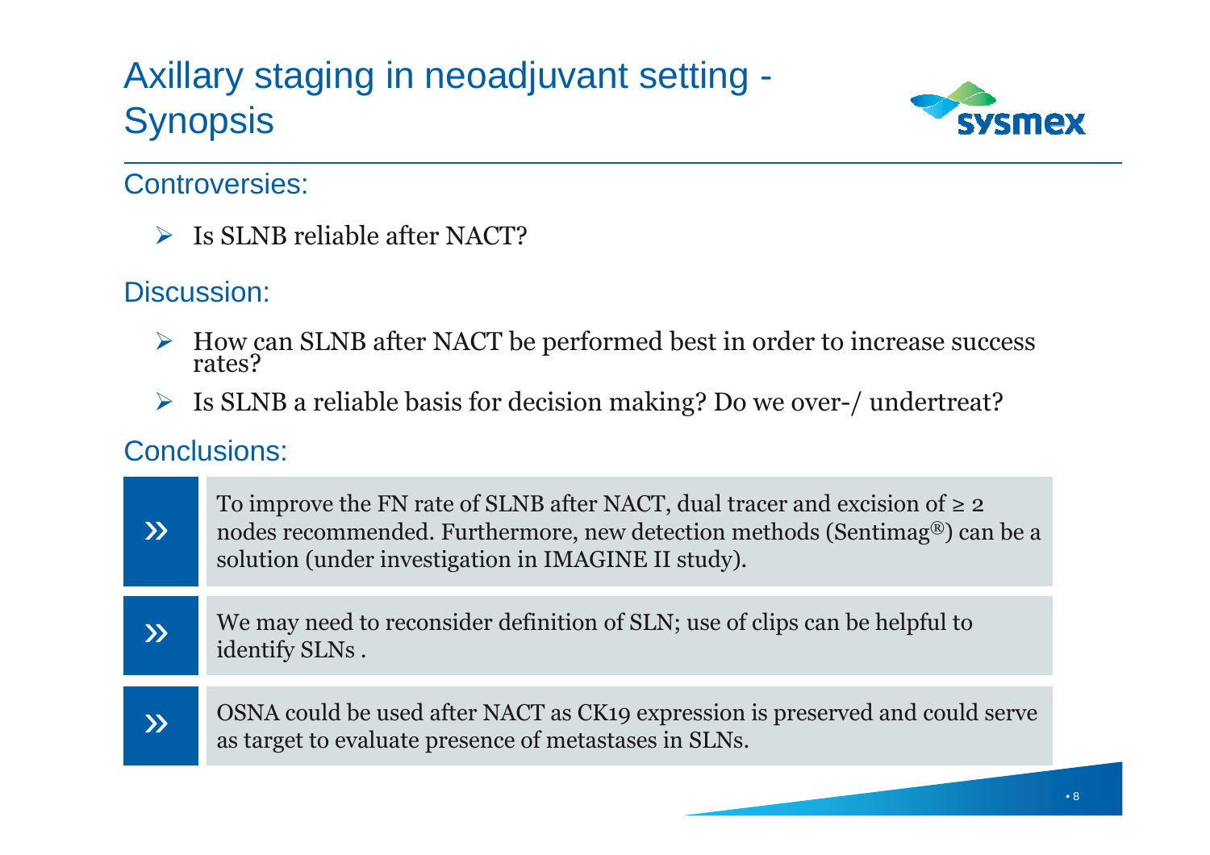# Axillary staging in neoadjuvant setting - Synopsis

## Controversies:

- Is SLNB reliable after NACT?

## Discussion:

- How can SLNB after NACT be performed best in order to increase success rates?
- Is SLNB a reliable basis for decision making? Do we over-/ undertreat?

## Conclusions:

» To improve the FN rate of SLNB after NACT, dual tracer and excision of ≥ 2 nodes recommended. Furthermore, new detection methods (Sentimag®) can be a solution (under investigation in IMAGINE II study).

» We may need to reconsider definition of SLN; use of clips can be helpful to identify SLNs .

» OSNA could be used after NACT as CK19 expression is preserved and could serve as target to evaluate presence of metastases in SLNs.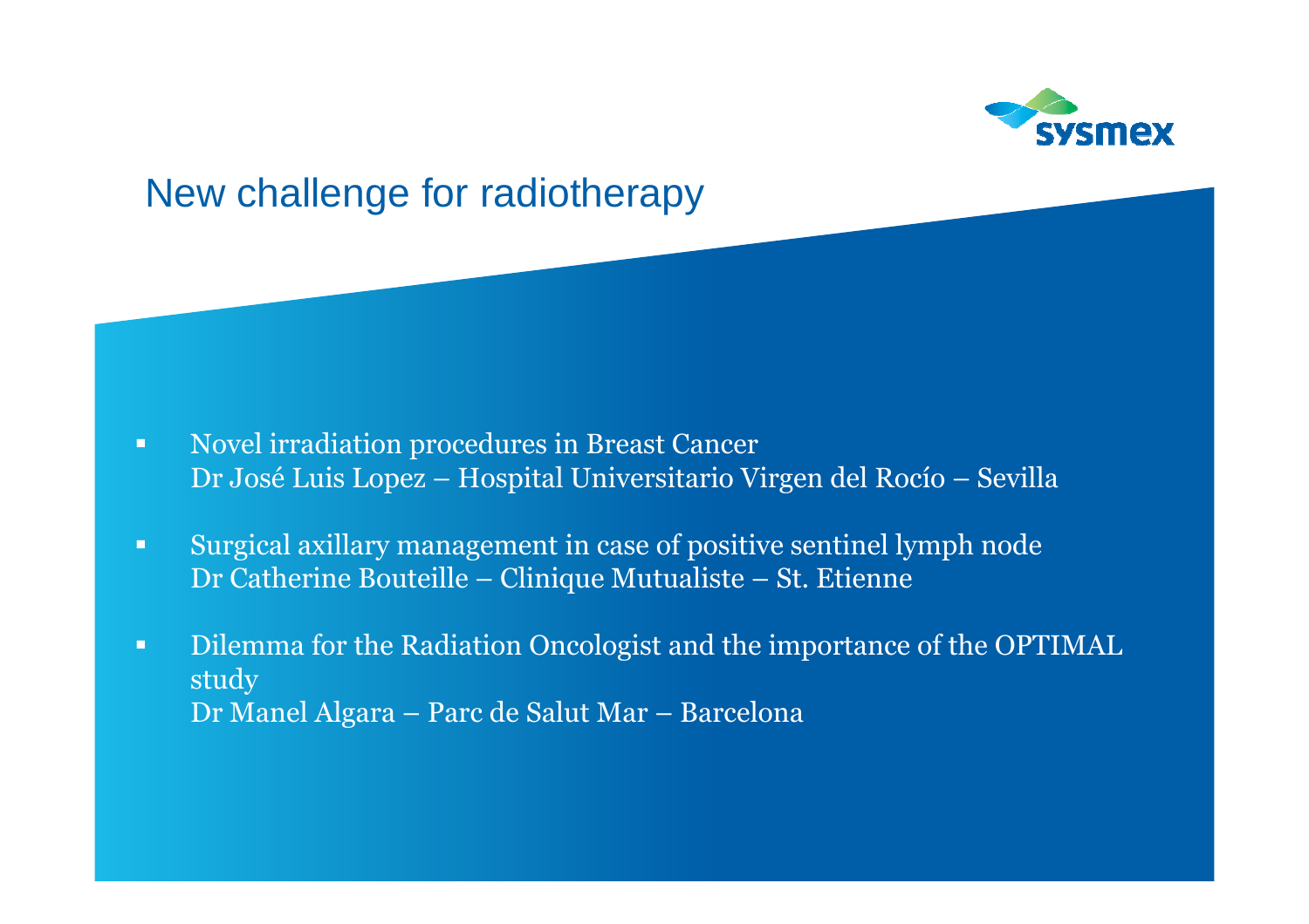# New challenge for radiotherapy

- Novel irradiation procedures in Breast Cancer
  Dr José Luis Lopez – Hospital Universitario Virgen del Rocío – Sevilla

- Surgical axillary management in case of positive sentinel lymph node
  Dr Catherine Bouteille – Clinique Mutualiste – St. Etienne

- Dilemma for the Radiation Oncologist and the importance of the OPTIMAL study
  Dr Manel Algara – Parc de Salut Mar – Barcelona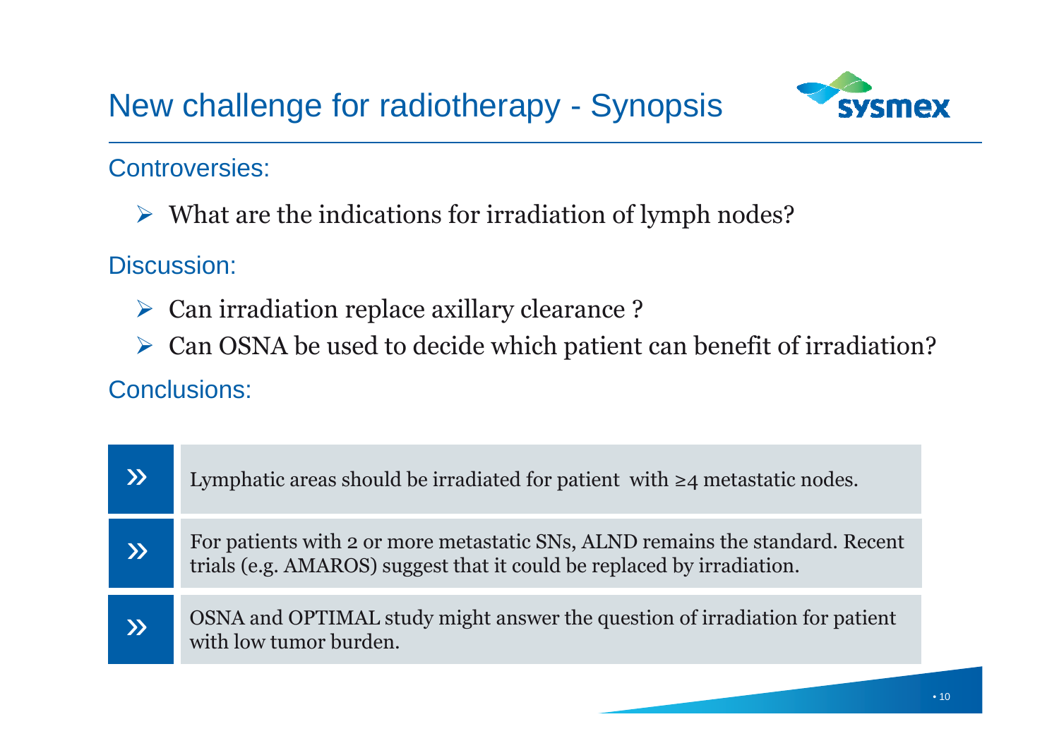# New challenge for radiotherapy - Synopsis

## Controversies:

- What are the indications for irradiation of lymph nodes?

## Discussion:

- Can irradiation replace axillary clearance ?
- Can OSNA be used to decide which patient can benefit of irradiation?

## Conclusions:

- » Lymphatic areas should be irradiated for patient with ≥4 metastatic nodes.
- » For patients with 2 or more metastatic SNs, ALND remains the standard. Recent trials (e.g. AMAROS) suggest that it could be replaced by irradiation.
- » OSNA and OPTIMAL study might answer the question of irradiation for patient with low tumor burden.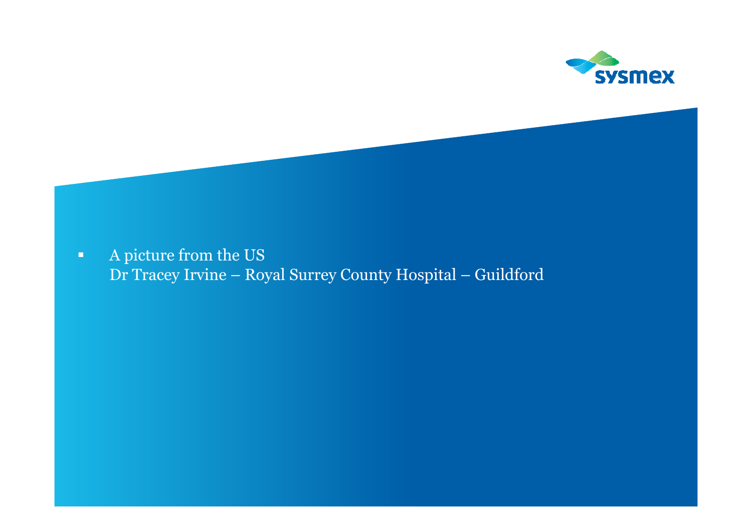- A picture from the US
  Dr Tracey Irvine – Royal Surrey County Hospital – Guildford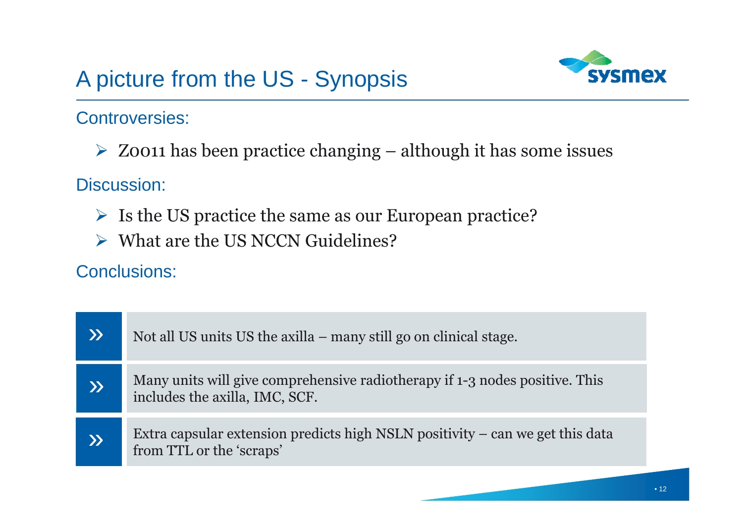# A picture from the US - Synopsis

## Controversies:

- Z0011 has been practice changing – although it has some issues

## Discussion:

- Is the US practice the same as our European practice?
- What are the US NCCN Guidelines?

## Conclusions:

- » Not all US units US the axilla – many still go on clinical stage.
- » Many units will give comprehensive radiotherapy if 1-3 nodes positive. This includes the axilla, IMC, SCF.
- » Extra capsular extension predicts high NSLN positivity – can we get this data from TTL or the 'scraps'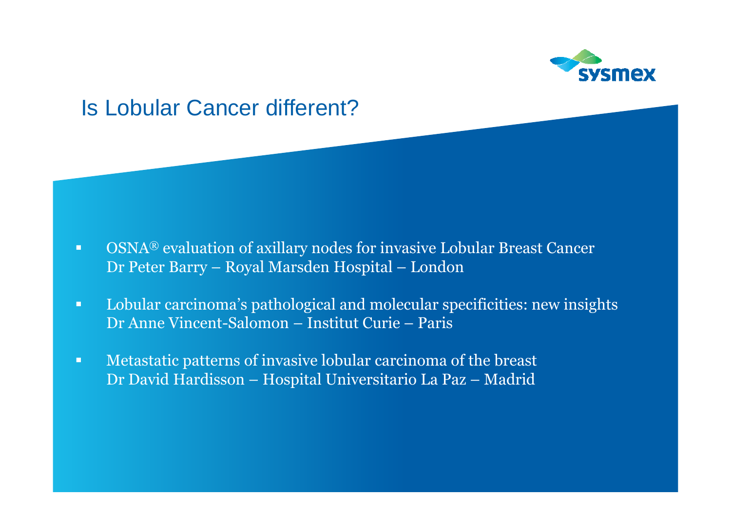# Is Lobular Cancer different?

- OSNA® evaluation of axillary nodes for invasive Lobular Breast Cancer
  Dr Peter Barry – Royal Marsden Hospital – London

- Lobular carcinoma's pathological and molecular specificities: new insights
  Dr Anne Vincent-Salomon – Institut Curie – Paris

- Metastatic patterns of invasive lobular carcinoma of the breast
  Dr David Hardisson – Hospital Universitario La Paz – Madrid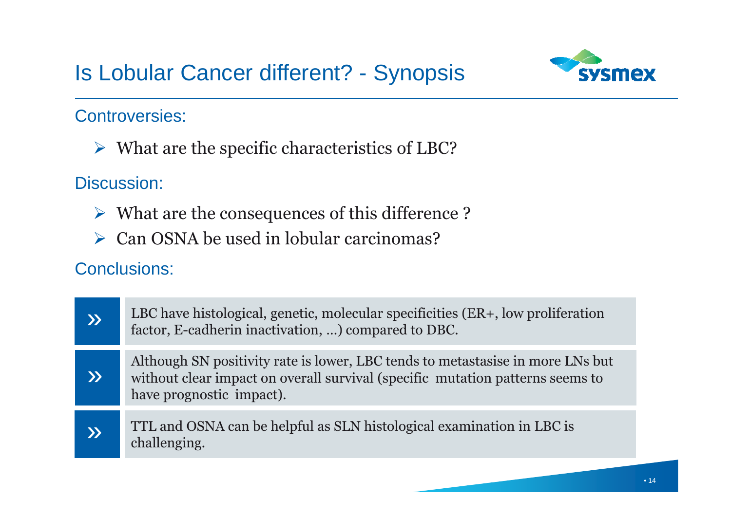# Is Lobular Cancer different? - Synopsis

## Controversies:

- What are the specific characteristics of LBC?

## Discussion:

- What are the consequences of this difference ?
- Can OSNA be used in lobular carcinomas?

## Conclusions:

» LBC have histological, genetic, molecular specificities (ER+, low proliferation factor, E-cadherin inactivation, …) compared to DBC.

» Although SN positivity rate is lower, LBC tends to metastasise in more LNs but without clear impact on overall survival (specific mutation patterns seems to have prognostic impact).

» TTL and OSNA can be helpful as SLN histological examination in LBC is challenging.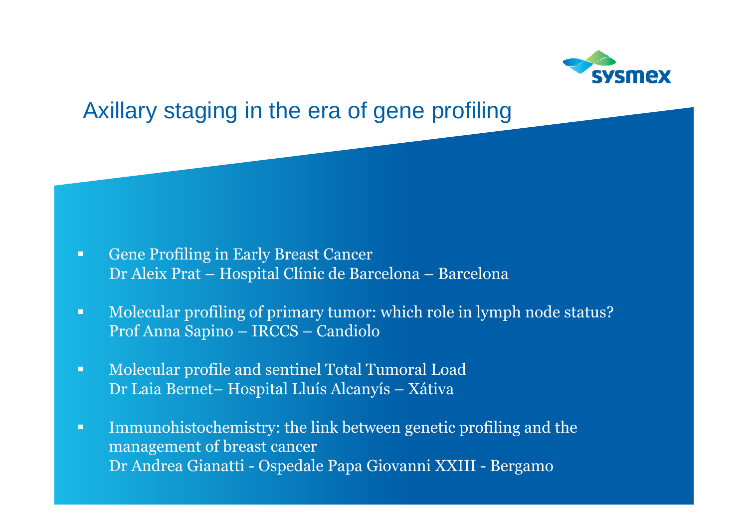# Axillary staging in the era of gene profiling

- Gene Profiling in Early Breast Cancer
  Dr Aleix Prat – Hospital Clínic de Barcelona – Barcelona

- Molecular profiling of primary tumor: which role in lymph node status?
  Prof Anna Sapino – IRCCS – Candiolo

- Molecular profile and sentinel Total Tumoral Load
  Dr Laia Bernet– Hospital Lluís Alcanyís – Xátiva

- Immunohistochemistry: the link between genetic profiling and the management of breast cancer
  Dr Andrea Gianatti - Ospedale Papa Giovanni XXIII - Bergamo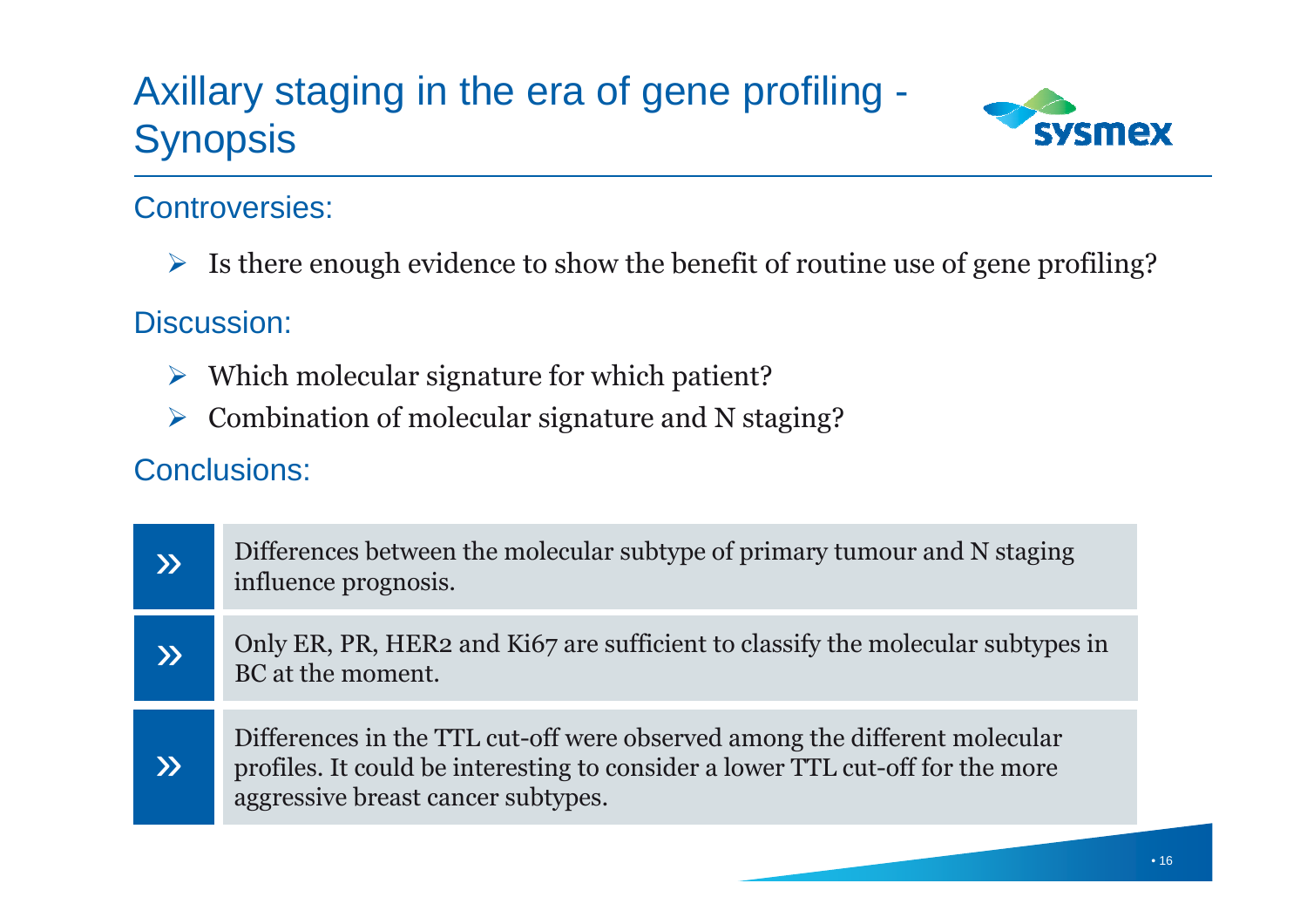# Axillary staging in the era of gene profiling - Synopsis

## Controversies:

- Is there enough evidence to show the benefit of routine use of gene profiling?

## Discussion:

- Which molecular signature for which patient?
- Combination of molecular signature and N staging?

## Conclusions:

» Differences between the molecular subtype of primary tumour and N staging influence prognosis.

» Only ER, PR, HER2 and Ki67 are sufficient to classify the molecular subtypes in BC at the moment.

» Differences in the TTL cut-off were observed among the different molecular profiles. It could be interesting to consider a lower TTL cut-off for the more aggressive breast cancer subtypes.